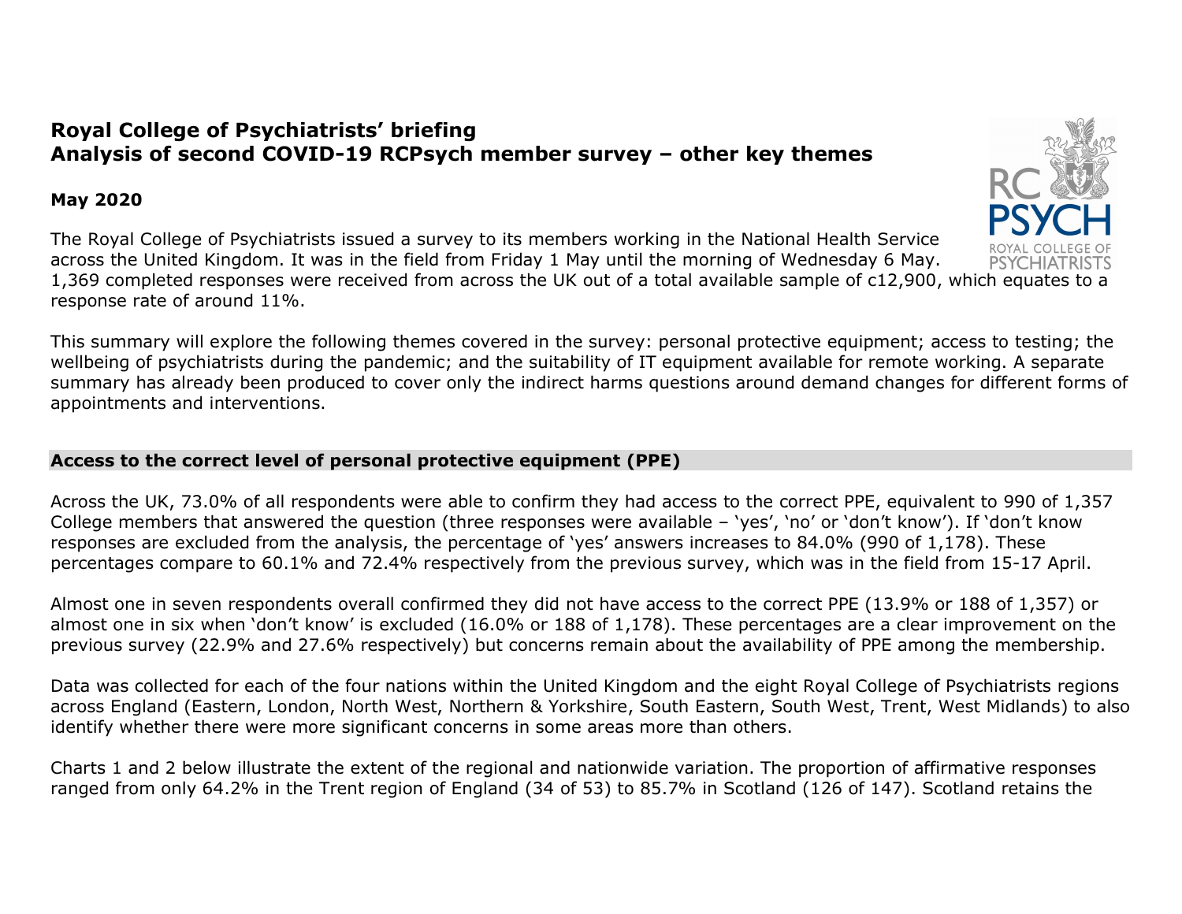# Royal College of Psychiatrists' briefing
# Analysis of second COVID-19 RCPsych member survey – other key themes

**May 2020**

The Royal College of Psychiatrists issued a survey to its members working in the National Health Service across the United Kingdom. It was in the field from Friday 1 May until the morning of Wednesday 6 May. 1,369 completed responses were received from across the UK out of a total available sample of c12,900, which equates to a response rate of around 11%.

This summary will explore the following themes covered in the survey: personal protective equipment; access to testing; the wellbeing of psychiatrists during the pandemic; and the suitability of IT equipment available for remote working. A separate summary has already been produced to cover only the indirect harms questions around demand changes for different forms of appointments and interventions.

## Access to the correct level of personal protective equipment (PPE)

Across the UK, 73.0% of all respondents were able to confirm they had access to the correct PPE, equivalent to 990 of 1,357 College members that answered the question (three responses were available – 'yes', 'no' or 'don't know'). If 'don't know responses are excluded from the analysis, the percentage of 'yes' answers increases to 84.0% (990 of 1,178). These percentages compare to 60.1% and 72.4% respectively from the previous survey, which was in the field from 15-17 April.

Almost one in seven respondents overall confirmed they did not have access to the correct PPE (13.9% or 188 of 1,357) or almost one in six when 'don't know' is excluded (16.0% or 188 of 1,178). These percentages are a clear improvement on the previous survey (22.9% and 27.6% respectively) but concerns remain about the availability of PPE among the membership.

Data was collected for each of the four nations within the United Kingdom and the eight Royal College of Psychiatrists regions across England (Eastern, London, North West, Northern & Yorkshire, South Eastern, South West, Trent, West Midlands) to also identify whether there were more significant concerns in some areas more than others.

Charts 1 and 2 below illustrate the extent of the regional and nationwide variation. The proportion of affirmative responses ranged from only 64.2% in the Trent region of England (34 of 53) to 85.7% in Scotland (126 of 147). Scotland retains the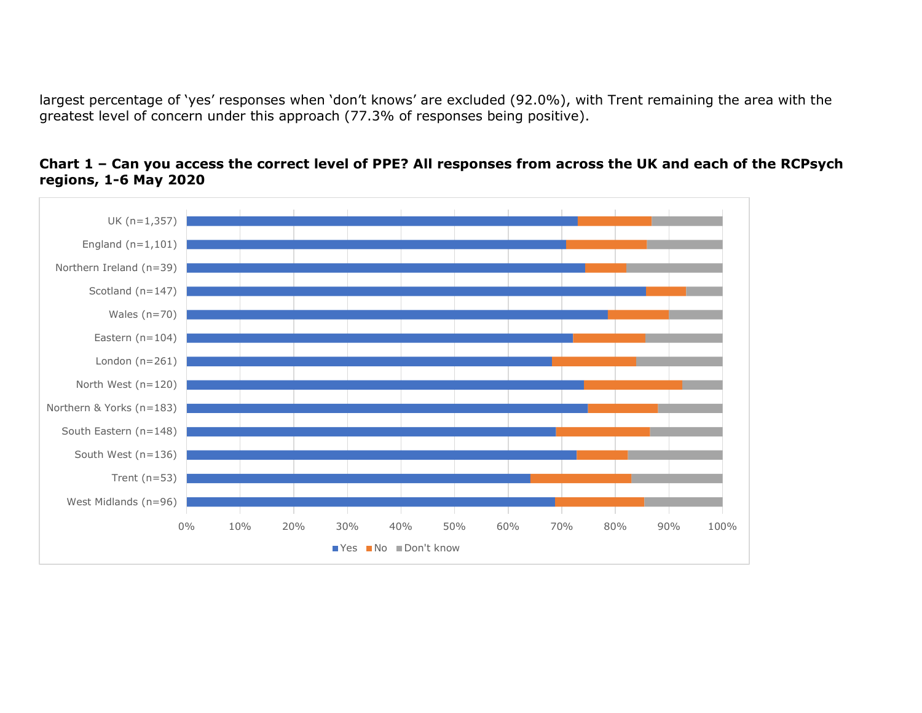largest percentage of 'yes' responses when 'don't knows' are excluded (92.0%), with Trent remaining the area with the greatest level of concern under this approach (77.3% of responses being positive).

**Chart 1 – Can you access the correct level of PPE? All responses from across the UK and each of the RCPsych regions, 1-6 May 2020**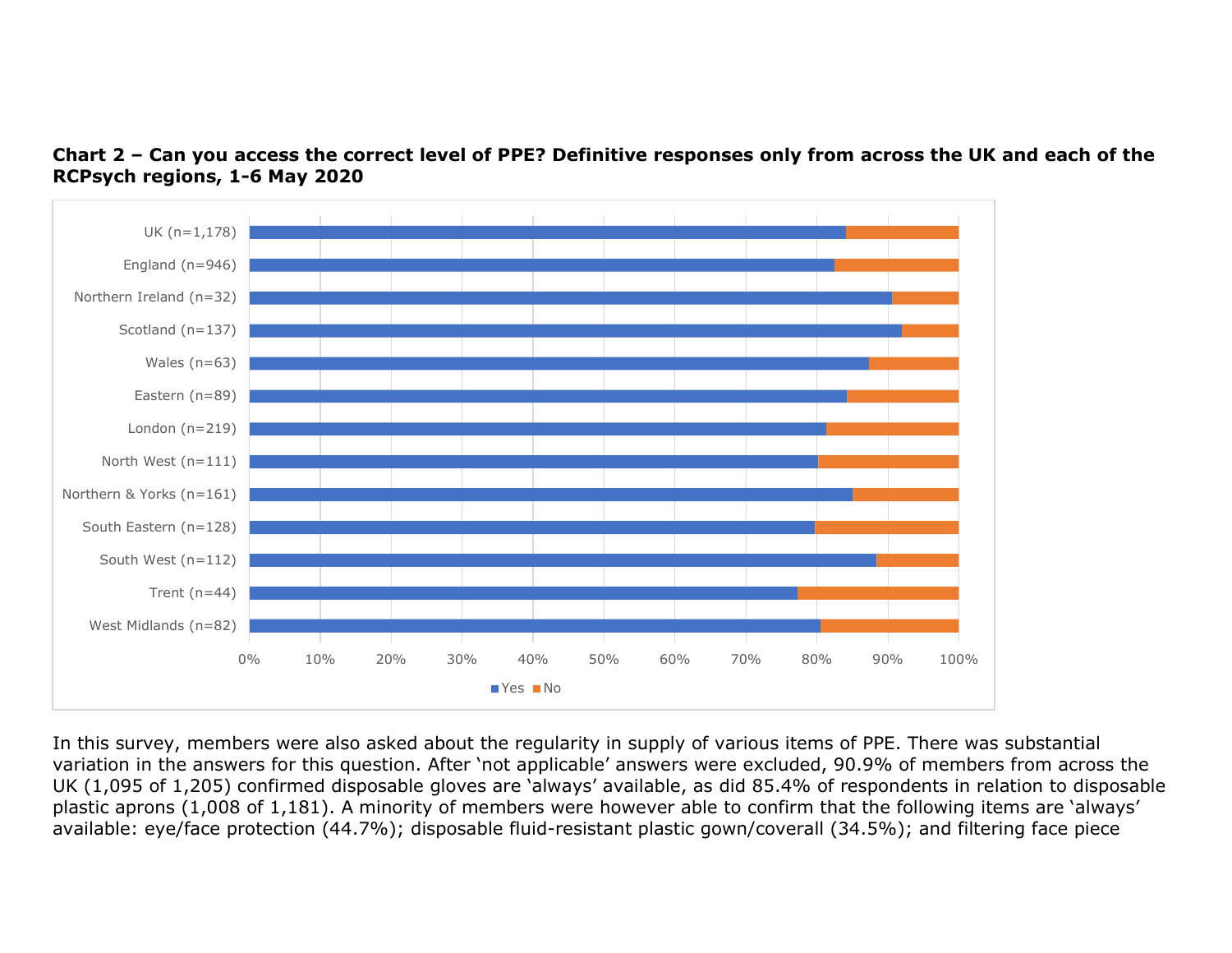**Chart 2 – Can you access the correct level of PPE? Definitive responses only from across the UK and each of the RCPsych regions, 1-6 May 2020**

In this survey, members were also asked about the regularity in supply of various items of PPE. There was substantial variation in the answers for this question. After 'not applicable' answers were excluded, 90.9% of members from across the UK (1,095 of 1,205) confirmed disposable gloves are 'always' available, as did 85.4% of respondents in relation to disposable plastic aprons (1,008 of 1,181). A minority of members were however able to confirm that the following items are 'always' available: eye/face protection (44.7%); disposable fluid-resistant plastic gown/coverall (34.5%); and filtering face piece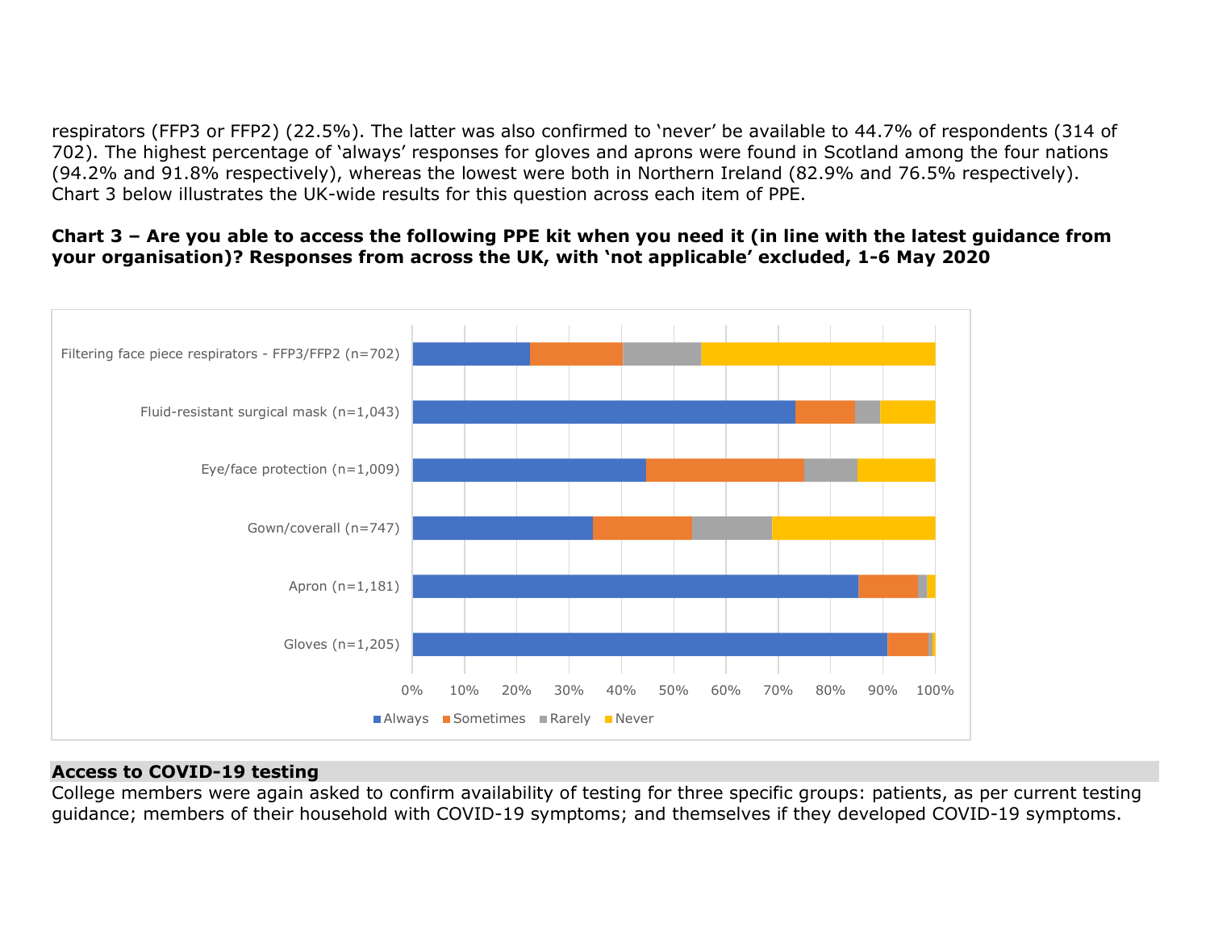respirators (FFP3 or FFP2) (22.5%). The latter was also confirmed to 'never' be available to 44.7% of respondents (314 of 702). The highest percentage of 'always' responses for gloves and aprons were found in Scotland among the four nations (94.2% and 91.8% respectively), whereas the lowest were both in Northern Ireland (82.9% and 76.5% respectively). Chart 3 below illustrates the UK-wide results for this question across each item of PPE.

**Chart 3 – Are you able to access the following PPE kit when you need it (in line with the latest guidance from your organisation)? Responses from across the UK, with 'not applicable' excluded, 1-6 May 2020**

## Access to COVID-19 testing

College members were again asked to confirm availability of testing for three specific groups: patients, as per current testing guidance; members of their household with COVID-19 symptoms; and themselves if they developed COVID-19 symptoms.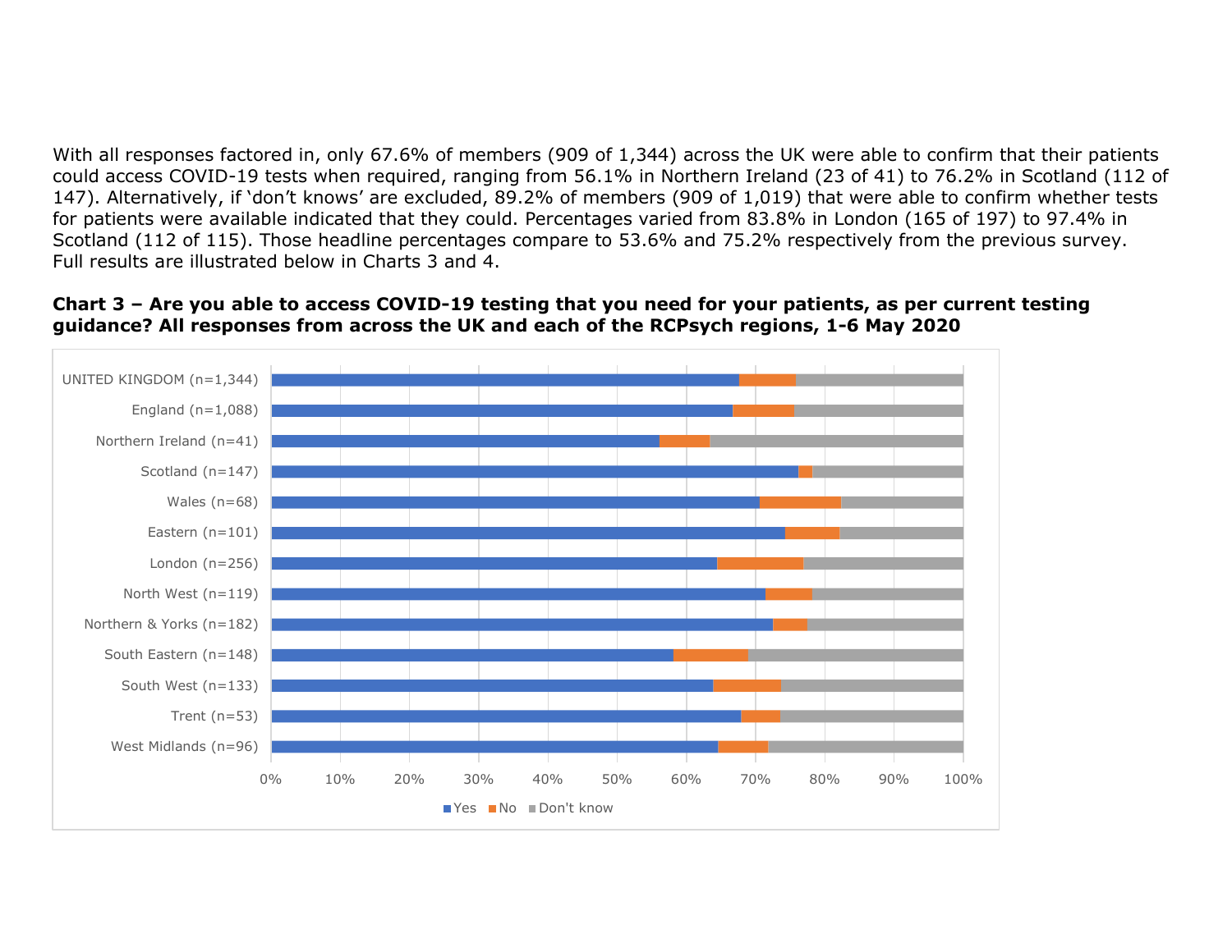With all responses factored in, only 67.6% of members (909 of 1,344) across the UK were able to confirm that their patients could access COVID-19 tests when required, ranging from 56.1% in Northern Ireland (23 of 41) to 76.2% in Scotland (112 of 147). Alternatively, if 'don't knows' are excluded, 89.2% of members (909 of 1,019) that were able to confirm whether tests for patients were available indicated that they could. Percentages varied from 83.8% in London (165 of 197) to 97.4% in Scotland (112 of 115). Those headline percentages compare to 53.6% and 75.2% respectively from the previous survey. Full results are illustrated below in Charts 3 and 4.

**Chart 3 – Are you able to access COVID-19 testing that you need for your patients, as per current testing guidance? All responses from across the UK and each of the RCPsych regions, 1-6 May 2020**

UNITED KINGDOM (n=1,344)
England (n=1,088)
Northern Ireland (n=41)
Scotland (n=147)
Wales (n=68)
Eastern (n=101)
London (n=256)
North West (n=119)
Northern & Yorks (n=182)
South Eastern (n=148)
South West (n=133)
Trent (n=53)
West Midlands (n=96)

0% 10% 20% 30% 40% 50% 60% 70% 80% 90% 100%

Yes No Don't know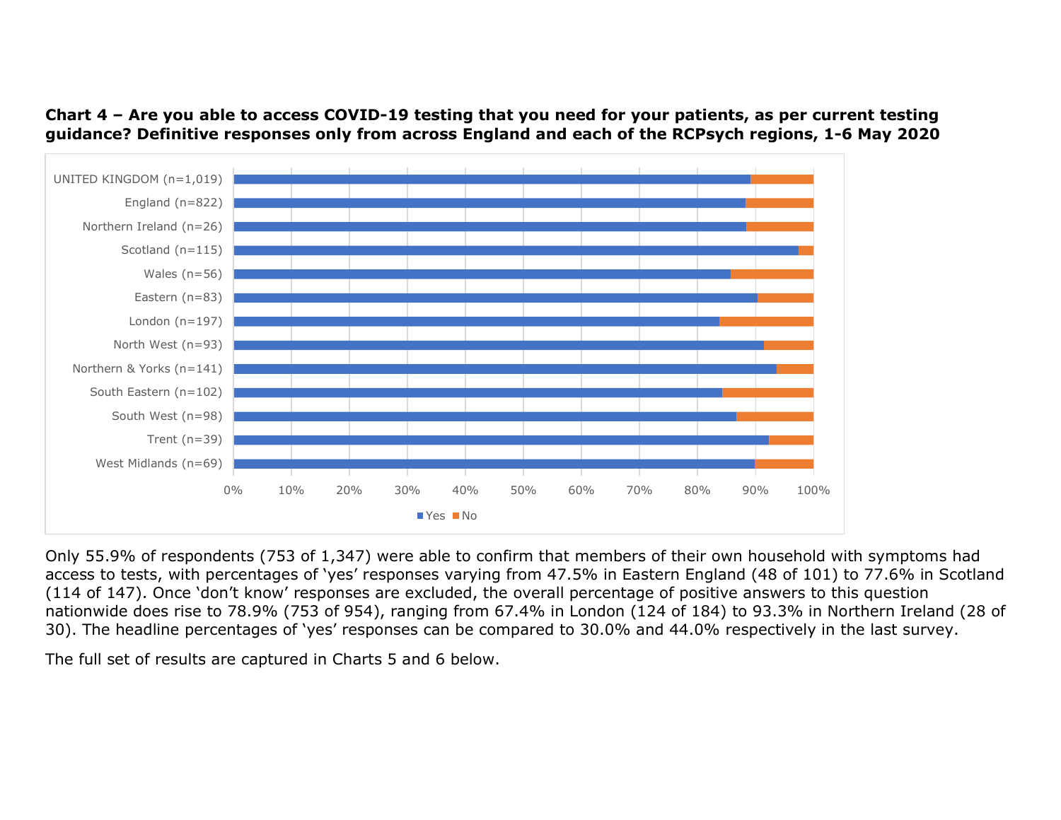**Chart 4 – Are you able to access COVID-19 testing that you need for your patients, as per current testing guidance? Definitive responses only from across England and each of the RCPsych regions, 1-6 May 2020**

Only 55.9% of respondents (753 of 1,347) were able to confirm that members of their own household with symptoms had access to tests, with percentages of 'yes' responses varying from 47.5% in Eastern England (48 of 101) to 77.6% in Scotland (114 of 147). Once 'don't know' responses are excluded, the overall percentage of positive answers to this question nationwide does rise to 78.9% (753 of 954), ranging from 67.4% in London (124 of 184) to 93.3% in Northern Ireland (28 of 30). The headline percentages of 'yes' responses can be compared to 30.0% and 44.0% respectively in the last survey.

The full set of results are captured in Charts 5 and 6 below.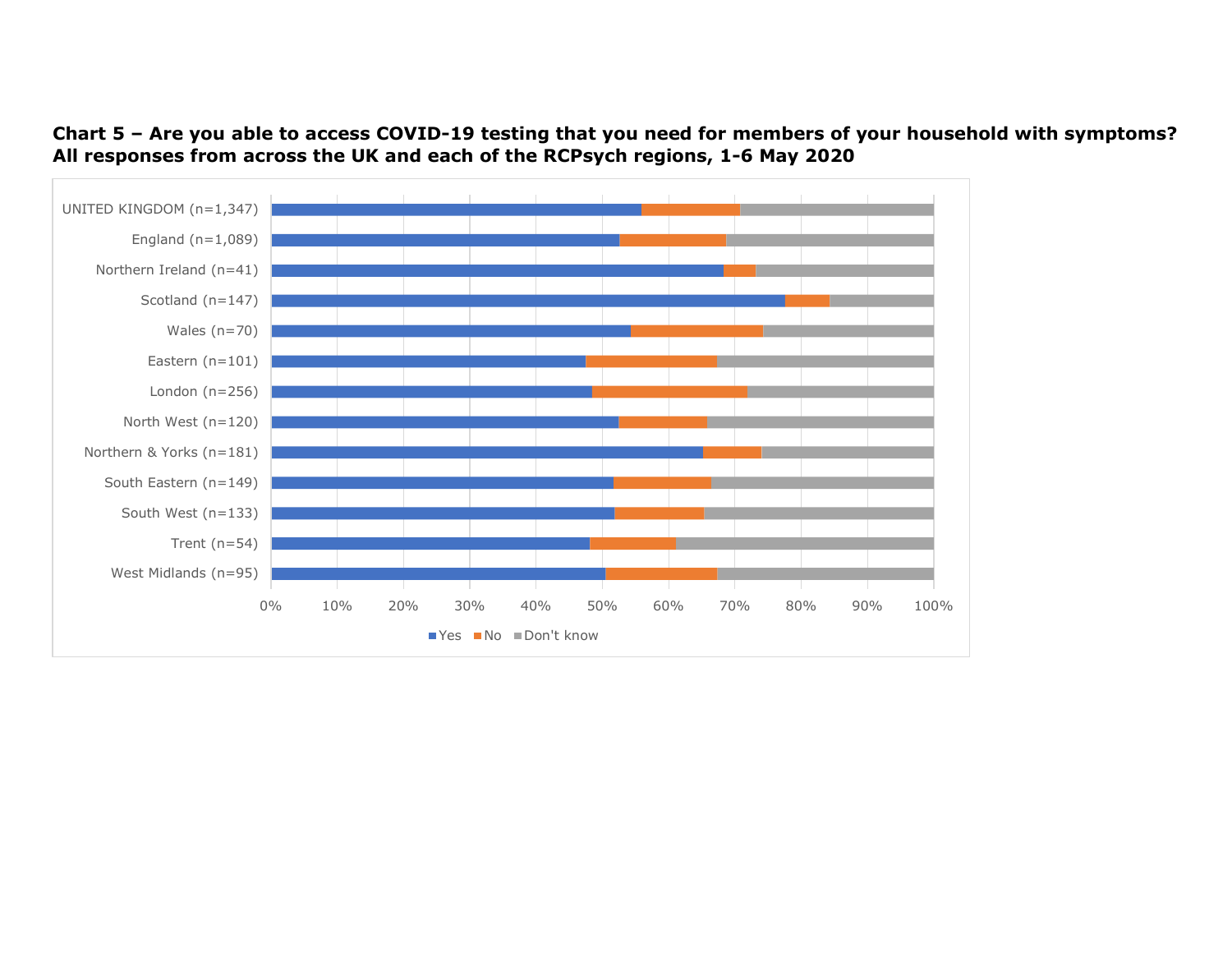**Chart 5 – Are you able to access COVID-19 testing that you need for members of your household with symptoms? All responses from across the UK and each of the RCPsych regions, 1-6 May 2020**

UNITED KINGDOM (n=1,347)
England (n=1,089)
Northern Ireland (n=41)
Scotland (n=147)
Wales (n=70)
Eastern (n=101)
London (n=256)
North West (n=120)
Northern & Yorks (n=181)
South Eastern (n=149)
South West (n=133)
Trent (n=54)
West Midlands (n=95)

0% 10% 20% 30% 40% 50% 60% 70% 80% 90% 100%

Yes No Don't know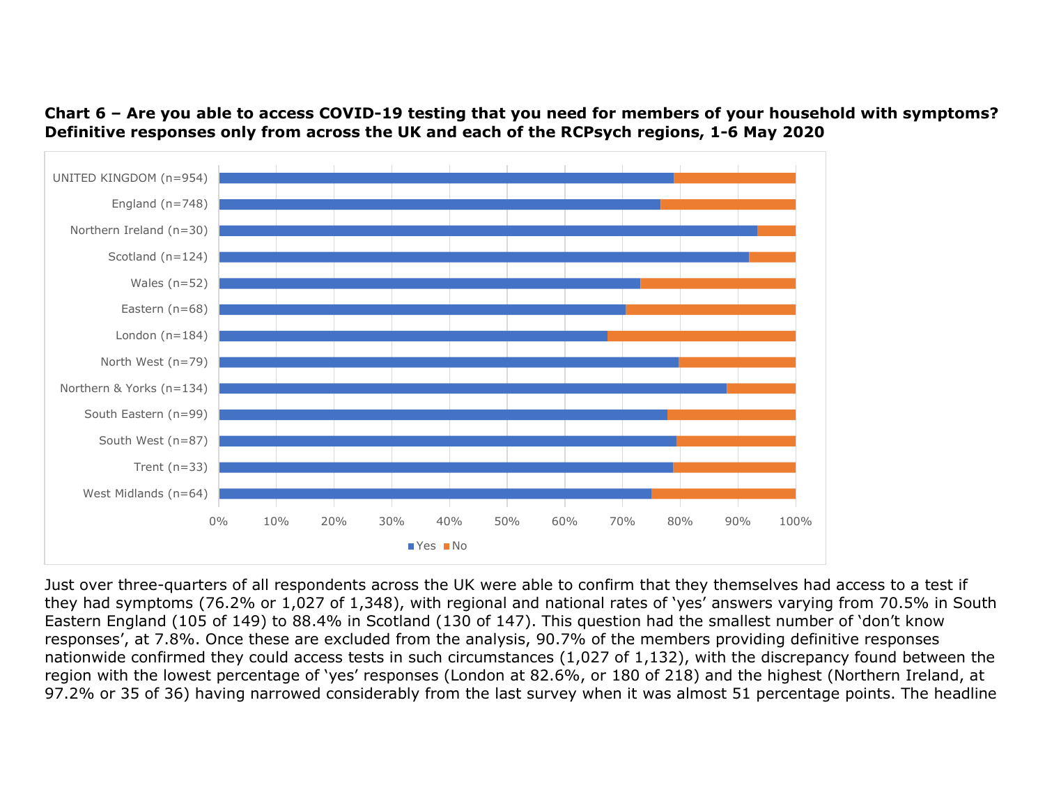**Chart 6 – Are you able to access COVID-19 testing that you need for members of your household with symptoms? Definitive responses only from across the UK and each of the RCPsych regions, 1-6 May 2020**

Just over three-quarters of all respondents across the UK were able to confirm that they themselves had access to a test if they had symptoms (76.2% or 1,027 of 1,348), with regional and national rates of 'yes' answers varying from 70.5% in South Eastern England (105 of 149) to 88.4% in Scotland (130 of 147). This question had the smallest number of 'don't know responses', at 7.8%. Once these are excluded from the analysis, 90.7% of the members providing definitive responses nationwide confirmed they could access tests in such circumstances (1,027 of 1,132), with the discrepancy found between the region with the lowest percentage of 'yes' responses (London at 82.6%, or 180 of 218) and the highest (Northern Ireland, at 97.2% or 35 of 36) having narrowed considerably from the last survey when it was almost 51 percentage points. The headline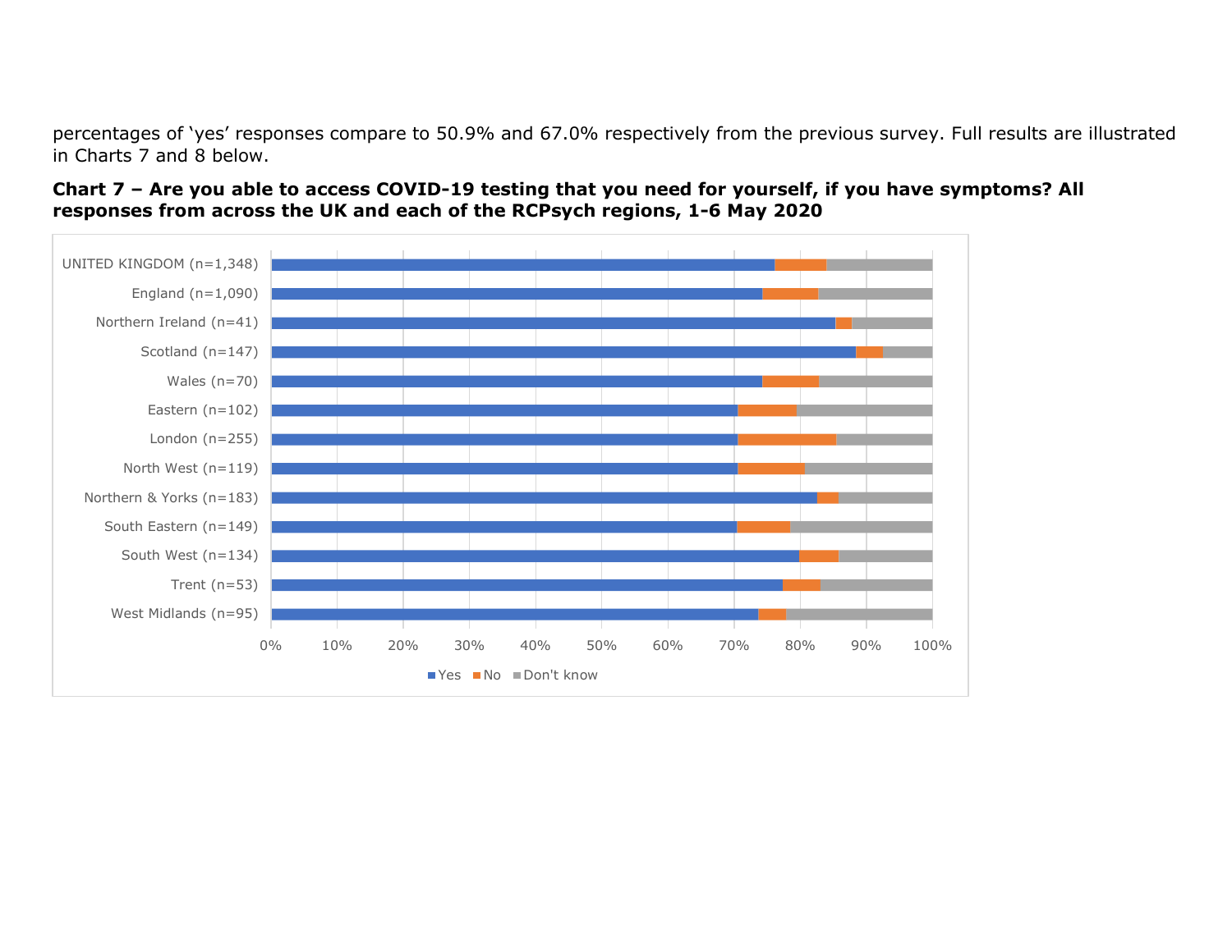percentages of 'yes' responses compare to 50.9% and 67.0% respectively from the previous survey. Full results are illustrated in Charts 7 and 8 below.

**Chart 7 – Are you able to access COVID-19 testing that you need for yourself, if you have symptoms? All responses from across the UK and each of the RCPsych regions, 1-6 May 2020**

UNITED KINGDOM (n=1,348)
England (n=1,090)
Northern Ireland (n=41)
Scotland (n=147)
Wales (n=70)
Eastern (n=102)
London (n=255)
North West (n=119)
Northern & Yorks (n=183)
South Eastern (n=149)
South West (n=134)
Trent (n=53)
West Midlands (n=95)

0% 10% 20% 30% 40% 50% 60% 70% 80% 90% 100%

Yes No Don't know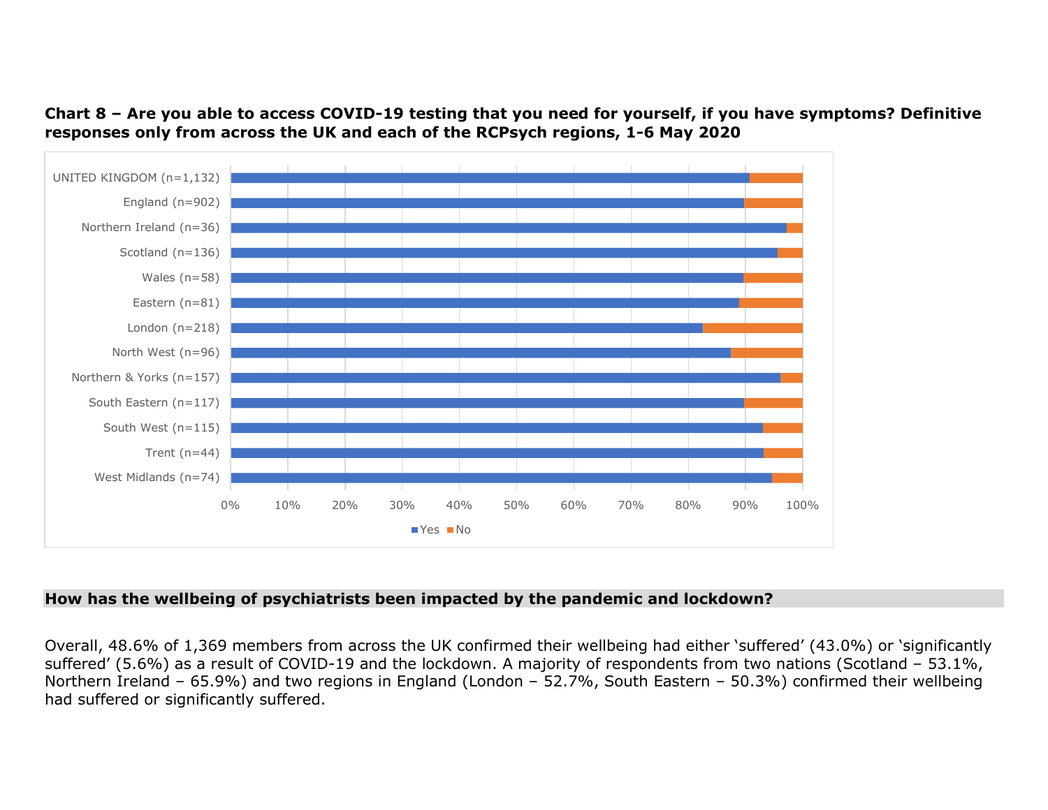**Chart 8 – Are you able to access COVID-19 testing that you need for yourself, if you have symptoms? Definitive responses only from across the UK and each of the RCPsych regions, 1-6 May 2020**

## How has the wellbeing of psychiatrists been impacted by the pandemic and lockdown?

Overall, 48.6% of 1,369 members from across the UK confirmed their wellbeing had either 'suffered' (43.0%) or 'significantly suffered' (5.6%) as a result of COVID-19 and the lockdown. A majority of respondents from two nations (Scotland – 53.1%, Northern Ireland – 65.9%) and two regions in England (London – 52.7%, South Eastern – 50.3%) confirmed their wellbeing had suffered or significantly suffered.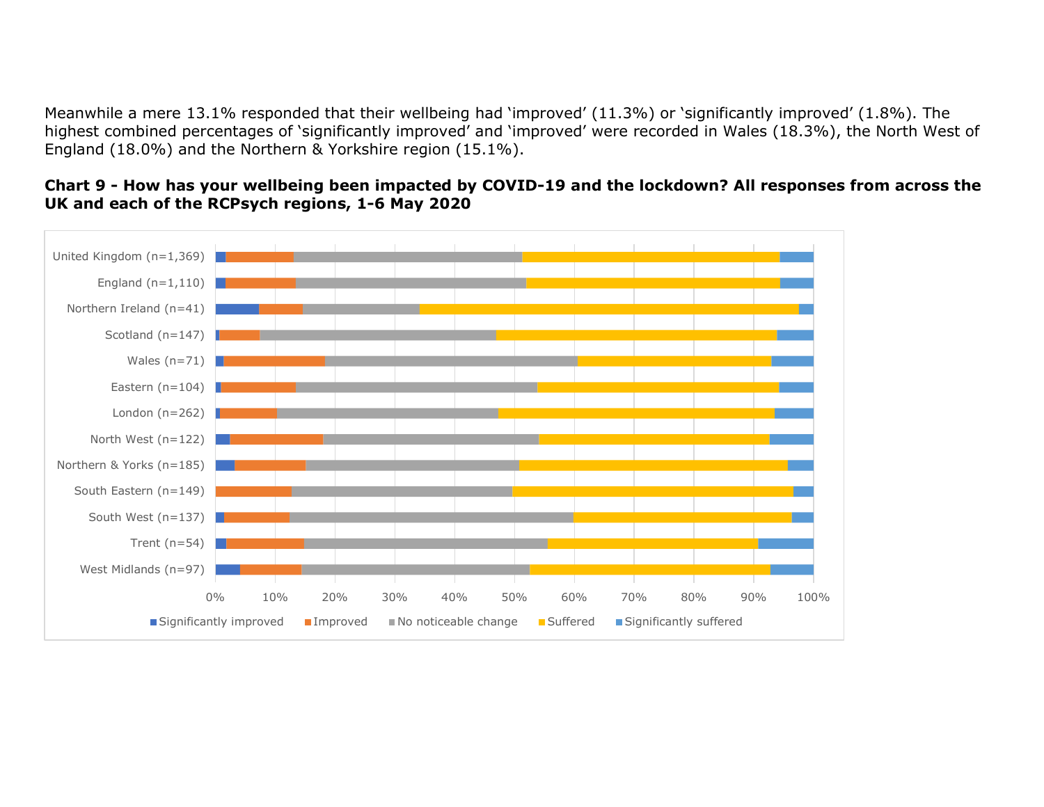Meanwhile a mere 13.1% responded that their wellbeing had 'improved' (11.3%) or 'significantly improved' (1.8%). The highest combined percentages of 'significantly improved' and 'improved' were recorded in Wales (18.3%), the North West of England (18.0%) and the Northern & Yorkshire region (15.1%).

**Chart 9 - How has your wellbeing been impacted by COVID-19 and the lockdown? All responses from across the UK and each of the RCPsych regions, 1-6 May 2020**

United Kingdom (n=1,369)
England (n=1,110)
Northern Ireland (n=41)
Scotland (n=147)
Wales (n=71)
Eastern (n=104)
London (n=262)
North West (n=122)
Northern & Yorks (n=185)
South Eastern (n=149)
South West (n=137)
Trent (n=54)
West Midlands (n=97)

0% 10% 20% 30% 40% 50% 60% 70% 80% 90% 100%

Significantly improved | Improved | No noticeable change | Suffered | Significantly suffered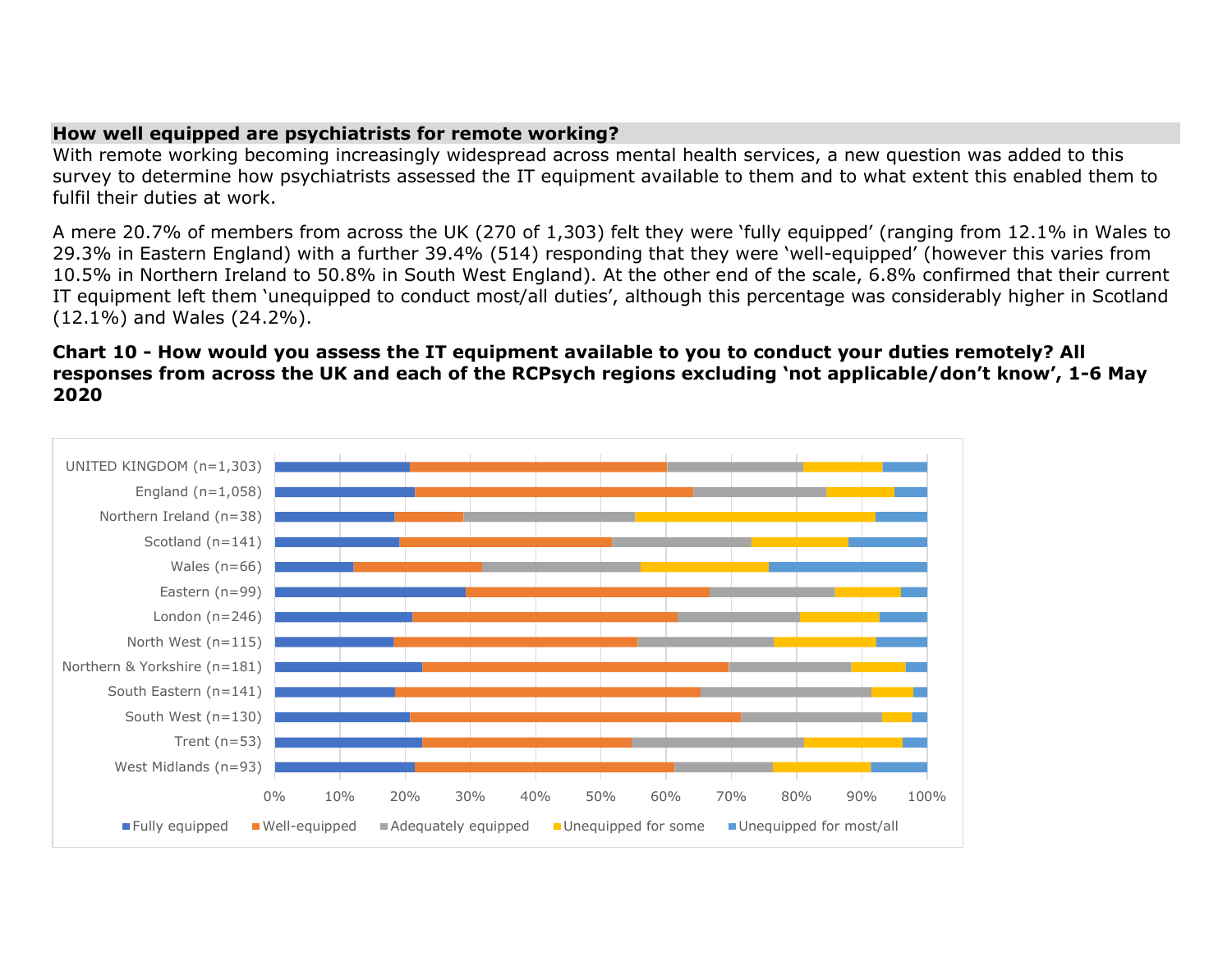## How well equipped are psychiatrists for remote working?

With remote working becoming increasingly widespread across mental health services, a new question was added to this survey to determine how psychiatrists assessed the IT equipment available to them and to what extent this enabled them to fulfil their duties at work.

A mere 20.7% of members from across the UK (270 of 1,303) felt they were 'fully equipped' (ranging from 12.1% in Wales to 29.3% in Eastern England) with a further 39.4% (514) responding that they were 'well-equipped' (however this varies from 10.5% in Northern Ireland to 50.8% in South West England). At the other end of the scale, 6.8% confirmed that their current IT equipment left them 'unequipped to conduct most/all duties', although this percentage was considerably higher in Scotland (12.1%) and Wales (24.2%).

**Chart 10 - How would you assess the IT equipment available to you to conduct your duties remotely? All responses from across the UK and each of the RCPsych regions excluding 'not applicable/don't know', 1-6 May 2020**

UNITED KINGDOM (n=1,303)
England (n=1,058)
Northern Ireland (n=38)
Scotland (n=141)
Wales (n=66)
Eastern (n=99)
London (n=246)
North West (n=115)
Northern & Yorkshire (n=181)
South Eastern (n=141)
South West (n=130)
Trent (n=53)
West Midlands (n=93)

0% 10% 20% 30% 40% 50% 60% 70% 80% 90% 100%

Fully equipped, Well-equipped, Adequately equipped, Unequipped for some, Unequipped for most/all